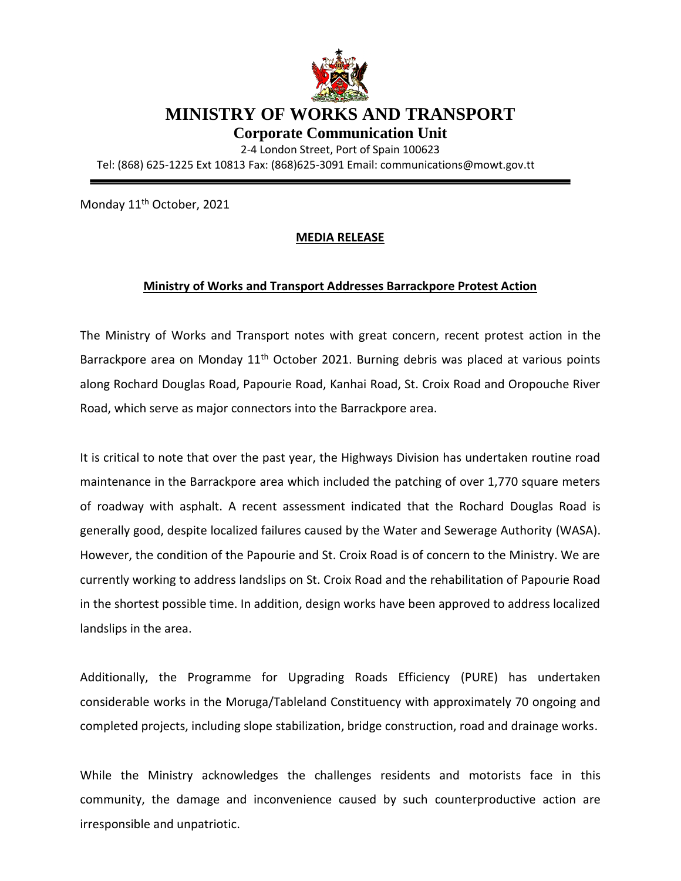# MINISTRY OF WORKS AND TRANSPORT

## Corporate Communication Unit

2-4 London Street, Port of Spain 100623

Tel: (868) 625-1225 Ext 10813 Fax: (868)625-3091 Email: communications@mowt.gov.tt

---

Monday 11th October, 2021

**MEDIA RELEASE**

**Ministry of Works and Transport Addresses Barrackpore Protest Action**

The Ministry of Works and Transport notes with great concern, recent protest action in the Barrackpore area on Monday 11th October 2021. Burning debris was placed at various points along Rochard Douglas Road, Papourie Road, Kanhai Road, St. Croix Road and Oropouche River Road, which serve as major connectors into the Barrackpore area.

It is critical to note that over the past year, the Highways Division has undertaken routine road maintenance in the Barrackpore area which included the patching of over 1,770 square meters of roadway with asphalt. A recent assessment indicated that the Rochard Douglas Road is generally good, despite localized failures caused by the Water and Sewerage Authority (WASA). However, the condition of the Papourie and St. Croix Road is of concern to the Ministry. We are currently working to address landslips on St. Croix Road and the rehabilitation of Papourie Road in the shortest possible time. In addition, design works have been approved to address localized landslips in the area.

Additionally, the Programme for Upgrading Roads Efficiency (PURE) has undertaken considerable works in the Moruga/Tableland Constituency with approximately 70 ongoing and completed projects, including slope stabilization, bridge construction, road and drainage works.

While the Ministry acknowledges the challenges residents and motorists face in this community, the damage and inconvenience caused by such counterproductive action are irresponsible and unpatriotic.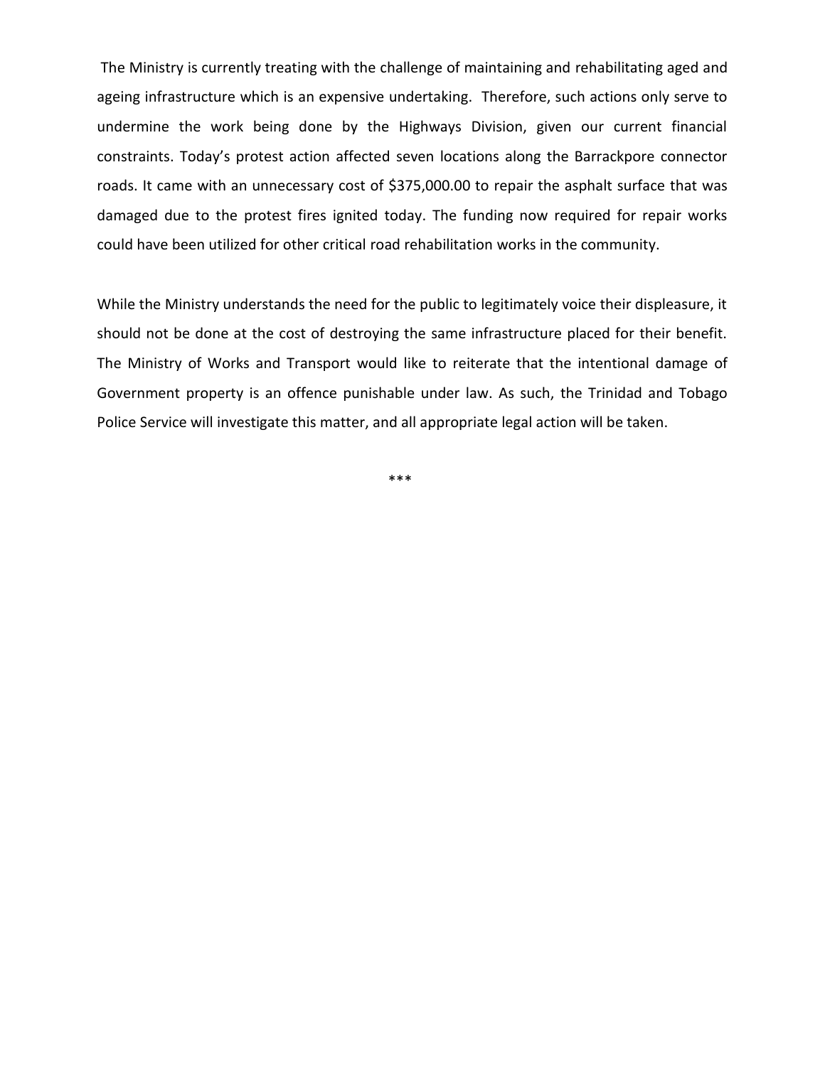The Ministry is currently treating with the challenge of maintaining and rehabilitating aged and ageing infrastructure which is an expensive undertaking.  Therefore, such actions only serve to undermine the work being done by the Highways Division, given our current financial constraints. Today's protest action affected seven locations along the Barrackpore connector roads. It came with an unnecessary cost of $375,000.00 to repair the asphalt surface that was damaged due to the protest fires ignited today. The funding now required for repair works could have been utilized for other critical road rehabilitation works in the community.

While the Ministry understands the need for the public to legitimately voice their displeasure, it should not be done at the cost of destroying the same infrastructure placed for their benefit. The Ministry of Works and Transport would like to reiterate that the intentional damage of Government property is an offence punishable under law. As such, the Trinidad and Tobago Police Service will investigate this matter, and all appropriate legal action will be taken.

***